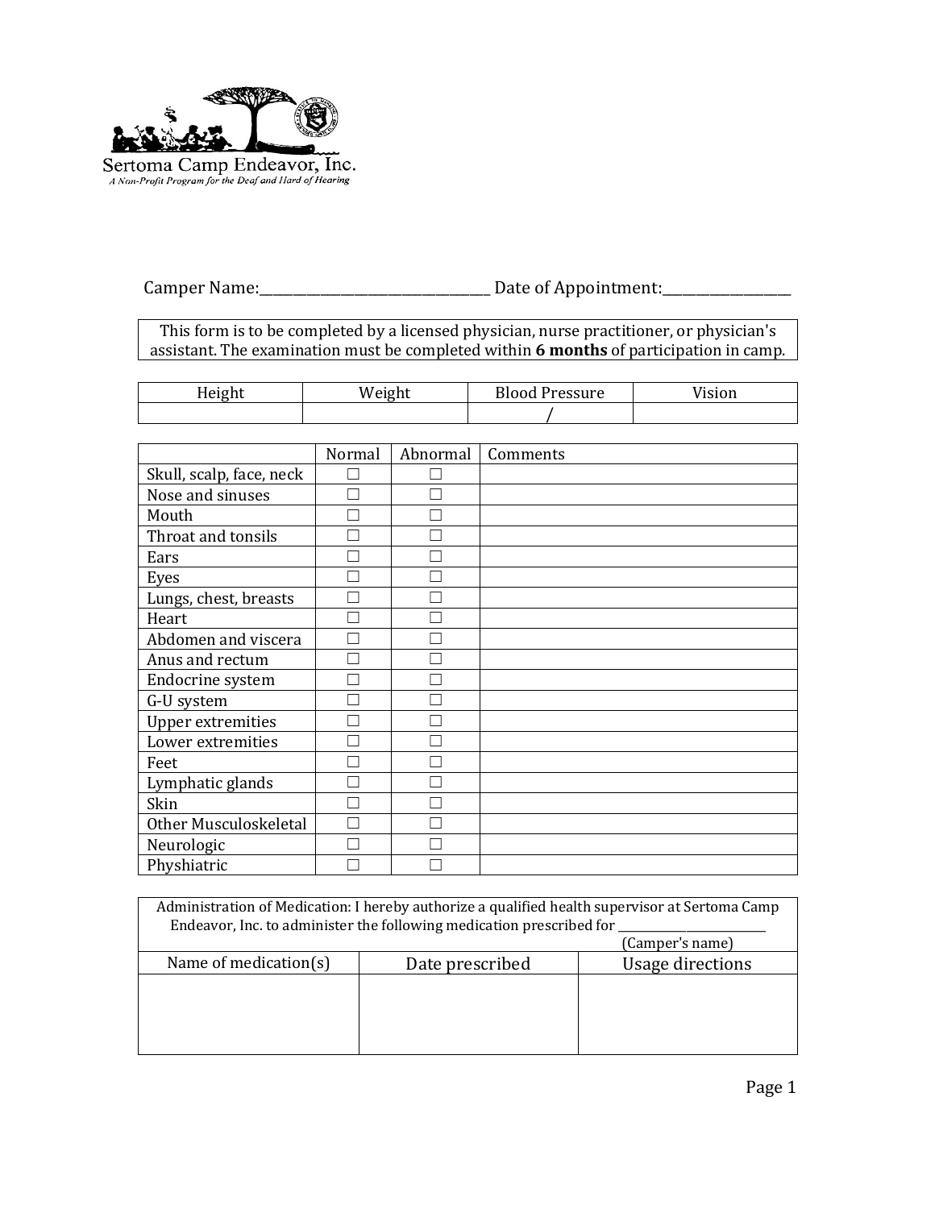Sertoma Camp Endeavor, Inc.

*A Non-Profit Program for the Deaf and Hard of Hearing*

Camper Name:_______________________________ Date of Appointment:_________________

| This form is to be completed by a licensed physician, nurse practitioner, or physician's assistant. The examination must be completed within **6 months** of participation in camp. |
|---|

| Height | Weight | Blood Pressure | Vision |
|---|---|---|---|
| | | / | |

| | Normal | Abnormal | Comments |
|---|---|---|---|
| Skull, scalp, face, neck | ☐ | ☐ | |
| Nose and sinuses | ☐ | ☐ | |
| Mouth | ☐ | ☐ | |
| Throat and tonsils | ☐ | ☐ | |
| Ears | ☐ | ☐ | |
| Eyes | ☐ | ☐ | |
| Lungs, chest, breasts | ☐ | ☐ | |
| Heart | ☐ | ☐ | |
| Abdomen and viscera | ☐ | ☐ | |
| Anus and rectum | ☐ | ☐ | |
| Endocrine system | ☐ | ☐ | |
| G-U system | ☐ | ☐ | |
| Upper extremities | ☐ | ☐ | |
| Lower extremities | ☐ | ☐ | |
| Feet | ☐ | ☐ | |
| Lymphatic glands | ☐ | ☐ | |
| Skin | ☐ | ☐ | |
| Other Musculoskeletal | ☐ | ☐ | |
| Neurologic | ☐ | ☐ | |
| Physhiatric | ☐ | ☐ | |

| Administration of Medication: I hereby authorize a qualified health supervisor at Sertoma Camp Endeavor, Inc. to administer the following medication prescribed for __________________________ (Camper's name) | | |
|---|---|---|
| Name of medication(s) | Date prescribed | Usage directions |
| | | |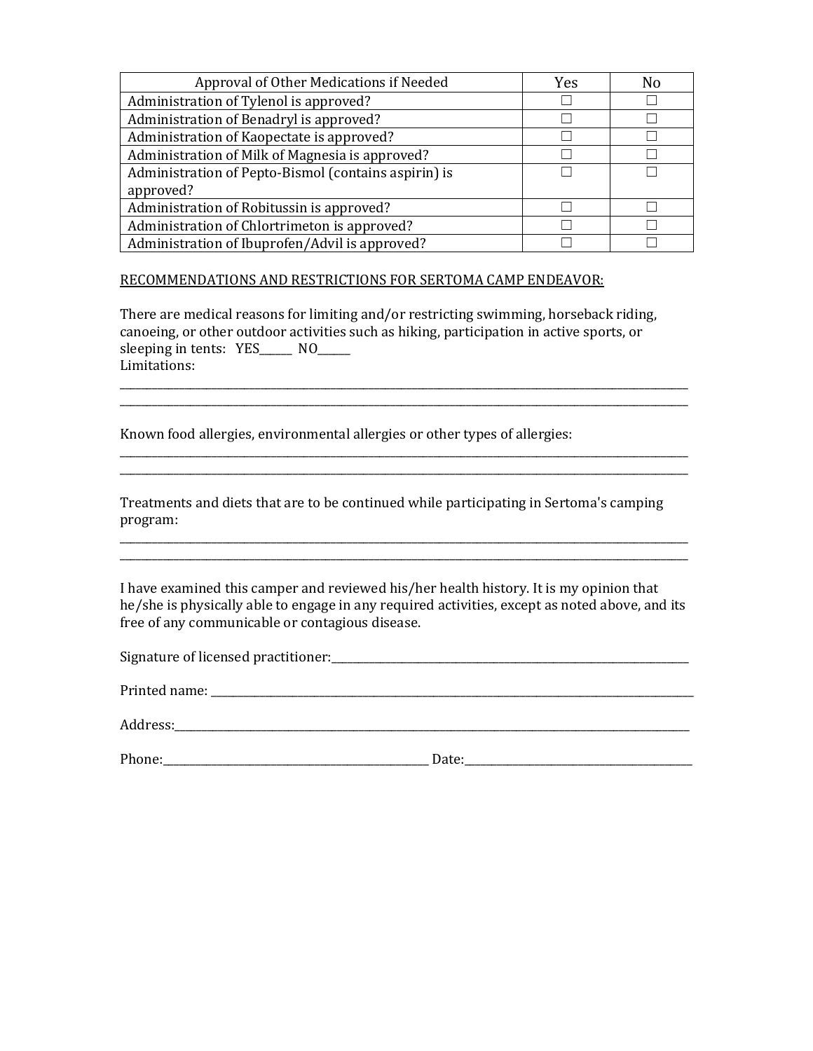| Approval of Other Medications if Needed | Yes | No |
|---|---|---|
| Administration of Tylenol is approved? | ☐ | ☐ |
| Administration of Benadryl is approved? | ☐ | ☐ |
| Administration of Kaopectate is approved? | ☐ | ☐ |
| Administration of Milk of Magnesia is approved? | ☐ | ☐ |
| Administration of Pepto-Bismol (contains aspirin) is approved? | ☐ | ☐ |
| Administration of Robitussin is approved? | ☐ | ☐ |
| Administration of Chlortrimeton is approved? | ☐ | ☐ |
| Administration of Ibuprofen/Advil is approved? | ☐ | ☐ |

<u>RECOMMENDATIONS AND RESTRICTIONS FOR SERTOMA CAMP ENDEAVOR:</u>

There are medical reasons for limiting and/or restricting swimming, horseback riding, canoeing, or other outdoor activities such as hiking, participation in active sports, or sleeping in tents: YES______ NO______

Limitations:

______________________________________________________________________________

______________________________________________________________________________

Known food allergies, environmental allergies or other types of allergies:

______________________________________________________________________________

______________________________________________________________________________

Treatments and diets that are to be continued while participating in Sertoma's camping program:

______________________________________________________________________________

______________________________________________________________________________

I have examined this camper and reviewed his/her health history. It is my opinion that he/she is physically able to engage in any required activities, except as noted above, and its free of any communicable or contagious disease.

Signature of licensed practitioner:___________________________________________

Printed name: ____________________________________________________________

Address:_________________________________________________________________

Phone:______________________________ Date:_________________________